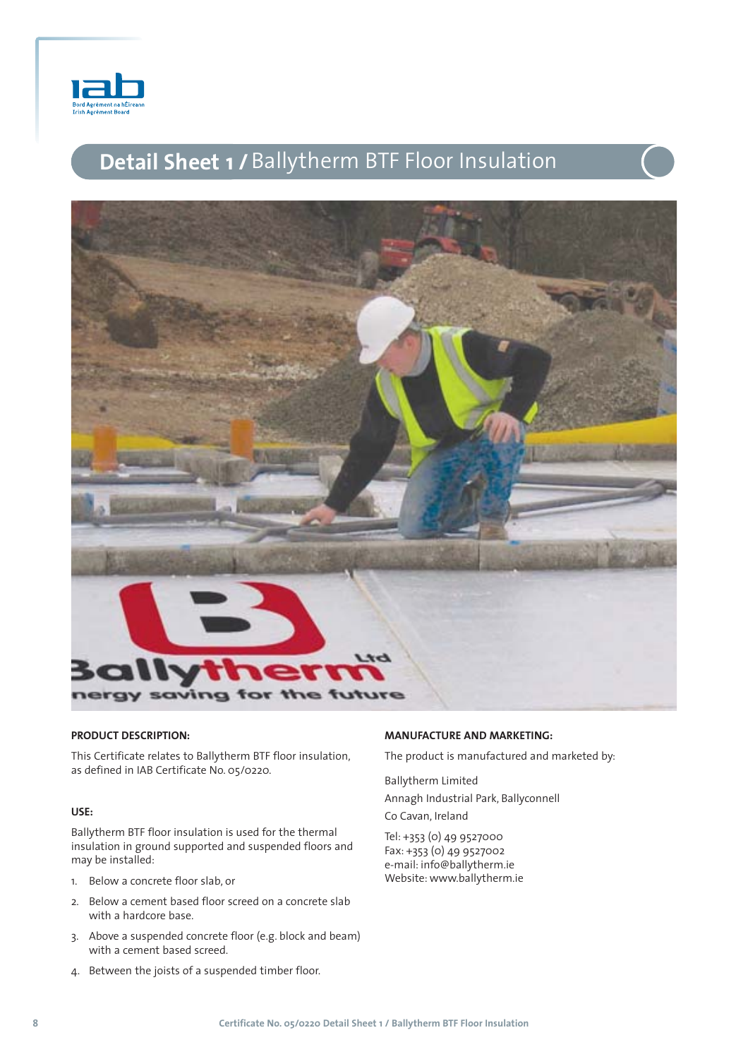# Detail Sheet 1 / Ballytherm BTF Floor Insulation

**PRODUCT DESCRIPTION:**

This Certificate relates to Ballytherm BTF floor insulation, as defined in IAB Certificate No. 05/0220.

**USE:**

Ballytherm BTF floor insulation is used for the thermal insulation in ground supported and suspended floors and may be installed:

1. Below a concrete floor slab, or
2. Below a cement based floor screed on a concrete slab with a hardcore base.
3. Above a suspended concrete floor (e.g. block and beam) with a cement based screed.
4. Between the joists of a suspended timber floor.

**MANUFACTURE AND MARKETING:**

The product is manufactured and marketed by:

Ballytherm Limited
Annagh Industrial Park, Ballyconnell
Co Cavan, Ireland

Tel: +353 (0) 49 9527000
Fax: +353 (0) 49 9527002
e-mail: info@ballytherm.ie
Website: www.ballytherm.ie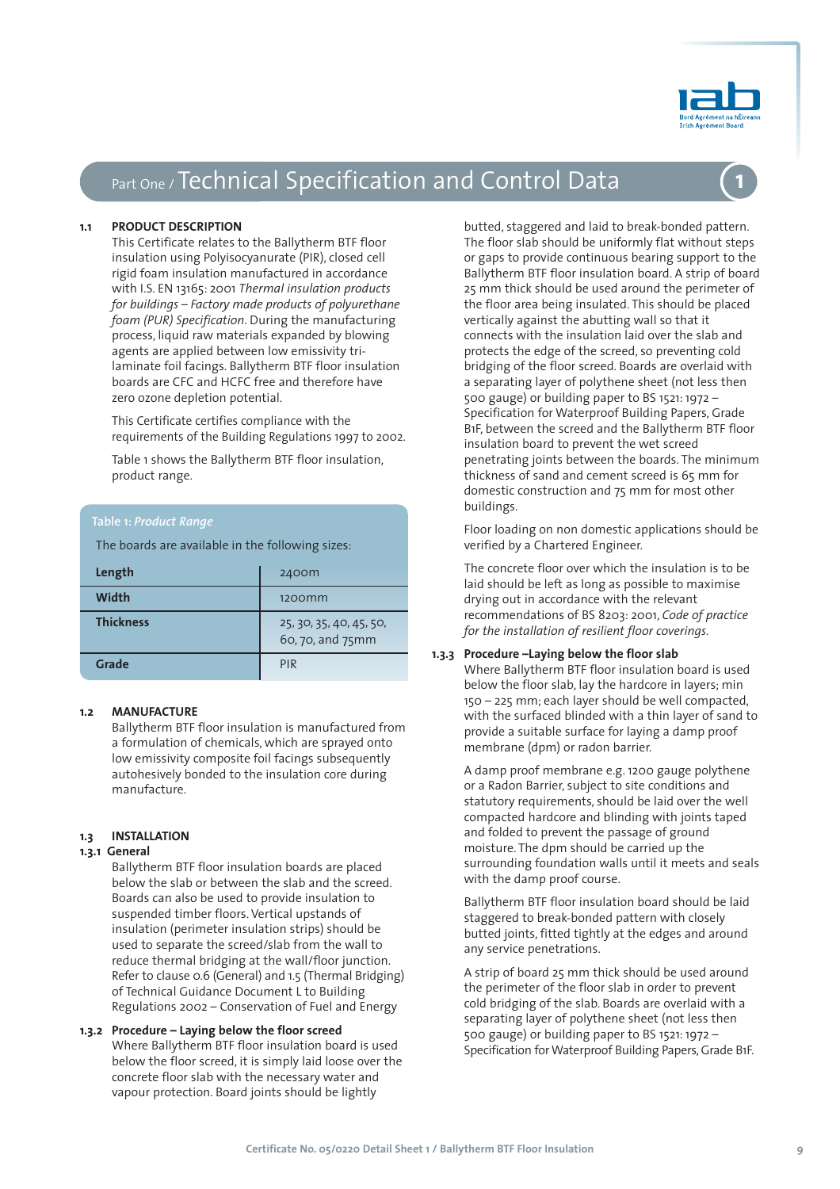# Part One / Technical Specification and Control Data

**1**

## 1.1 PRODUCT DESCRIPTION

This Certificate relates to the Ballytherm BTF floor insulation using Polyisocyanurate (PIR), closed cell rigid foam insulation manufactured in accordance with I.S. EN 13165: 2001 *Thermal insulation products for buildings – Factory made products of polyurethane foam (PUR) Specification*. During the manufacturing process, liquid raw materials expanded by blowing agents are applied between low emissivity tri-laminate foil facings. Ballytherm BTF floor insulation boards are CFC and HCFC free and therefore have zero ozone depletion potential.

This Certificate certifies compliance with the requirements of the Building Regulations 1997 to 2002.

Table 1 shows the Ballytherm BTF floor insulation, product range.

**Table 1:** *Product Range*

The boards are available in the following sizes:

| | |
|---|---|
| **Length** | 2400m |
| **Width** | 1200mm |
| **Thickness** | 25, 30, 35, 40, 45, 50, 60, 70, and 75mm |
| **Grade** | PIR |

## 1.2 MANUFACTURE

Ballytherm BTF floor insulation is manufactured from a formulation of chemicals, which are sprayed onto low emissivity composite foil facings subsequently autohesively bonded to the insulation core during manufacture.

## 1.3 INSTALLATION

### 1.3.1 General

Ballytherm BTF floor insulation boards are placed below the slab or between the slab and the screed. Boards can also be used to provide insulation to suspended timber floors. Vertical upstands of insulation (perimeter insulation strips) should be used to separate the screed/slab from the wall to reduce thermal bridging at the wall/floor junction. Refer to clause 0.6 (General) and 1.5 (Thermal Bridging) of Technical Guidance Document L to Building Regulations 2002 – Conservation of Fuel and Energy

### 1.3.2 Procedure – Laying below the floor screed

Where Ballytherm BTF floor insulation board is used below the floor screed, it is simply laid loose over the concrete floor slab with the necessary water and vapour protection. Board joints should be lightly butted, staggered and laid to break-bonded pattern. The floor slab should be uniformly flat without steps or gaps to provide continuous bearing support to the Ballytherm BTF floor insulation board. A strip of board 25 mm thick should be used around the perimeter of the floor area being insulated. This should be placed vertically against the abutting wall so that it connects with the insulation laid over the slab and protects the edge of the screed, so preventing cold bridging of the floor screed. Boards are overlaid with a separating layer of polythene sheet (not less then 500 gauge) or building paper to BS 1521: 1972 – Specification for Waterproof Building Papers, Grade B1F, between the screed and the Ballytherm BTF floor insulation board to prevent the wet screed penetrating joints between the boards. The minimum thickness of sand and cement screed is 65 mm for domestic construction and 75 mm for most other buildings.

Floor loading on non domestic applications should be verified by a Chartered Engineer.

The concrete floor over which the insulation is to be laid should be left as long as possible to maximise drying out in accordance with the relevant recommendations of BS 8203: 2001, *Code of practice for the installation of resilient floor coverings.*

### 1.3.3 Procedure –Laying below the floor slab

Where Ballytherm BTF floor insulation board is used below the floor slab, lay the hardcore in layers; min 150 – 225 mm; each layer should be well compacted, with the surfaced blinded with a thin layer of sand to provide a suitable surface for laying a damp proof membrane (dpm) or radon barrier.

A damp proof membrane e.g. 1200 gauge polythene or a Radon Barrier, subject to site conditions and statutory requirements, should be laid over the well compacted hardcore and blinding with joints taped and folded to prevent the passage of ground moisture. The dpm should be carried up the surrounding foundation walls until it meets and seals with the damp proof course.

Ballytherm BTF floor insulation board should be laid staggered to break-bonded pattern with closely butted joints, fitted tightly at the edges and around any service penetrations.

A strip of board 25 mm thick should be used around the perimeter of the floor slab in order to prevent cold bridging of the slab. Boards are overlaid with a separating layer of polythene sheet (not less then 500 gauge) or building paper to BS 1521: 1972 – Specification for Waterproof Building Papers, Grade B1F.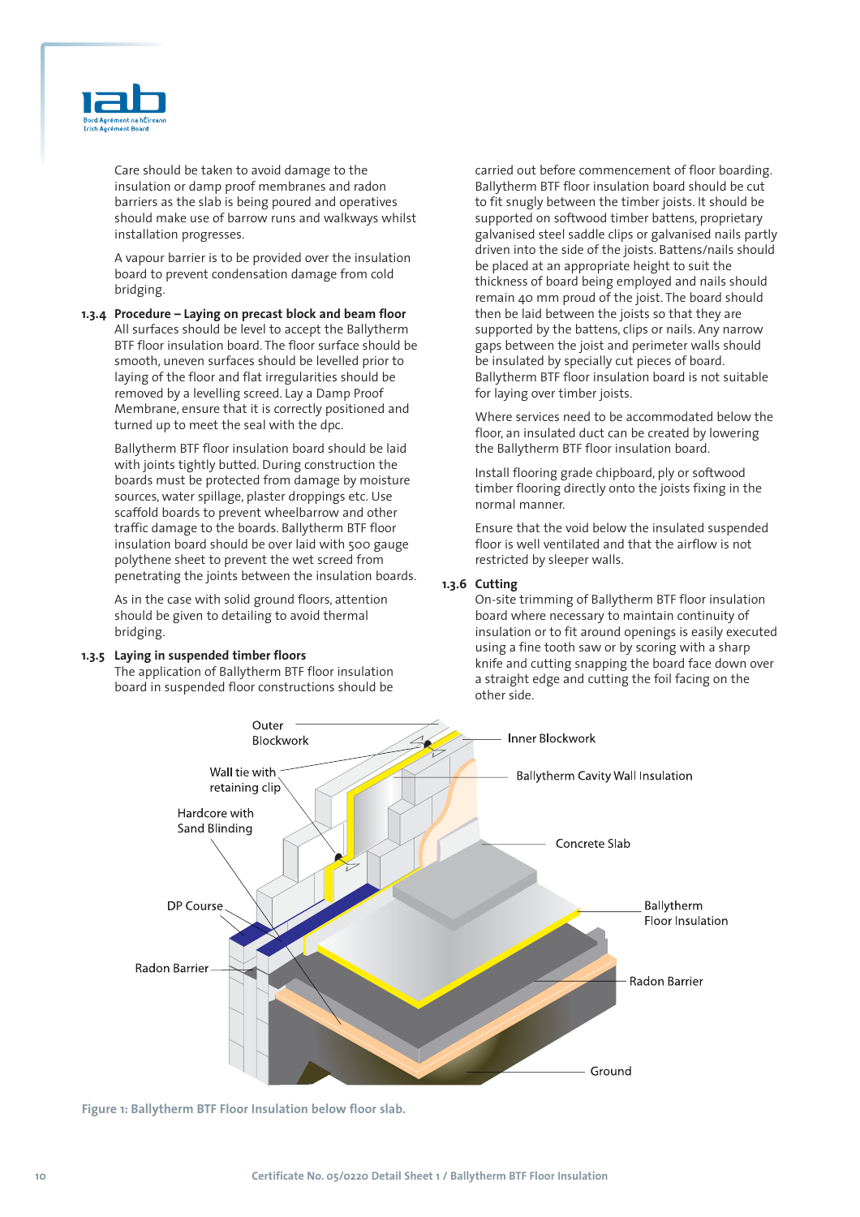Care should be taken to avoid damage to the insulation or damp proof membranes and radon barriers as the slab is being poured and operatives should make use of barrow runs and walkways whilst installation progresses.

A vapour barrier is to be provided over the insulation board to prevent condensation damage from cold bridging.

### 1.3.4 Procedure – Laying on precast block and beam floor

All surfaces should be level to accept the Ballytherm BTF floor insulation board. The floor surface should be smooth, uneven surfaces should be levelled prior to laying of the floor and flat irregularities should be removed by a levelling screed. Lay a Damp Proof Membrane, ensure that it is correctly positioned and turned up to meet the seal with the dpc.

Ballytherm BTF floor insulation board should be laid with joints tightly butted. During construction the boards must be protected from damage by moisture sources, water spillage, plaster droppings etc. Use scaffold boards to prevent wheelbarrow and other traffic damage to the boards. Ballytherm BTF floor insulation board should be over laid with 500 gauge polythene sheet to prevent the wet screed from penetrating the joints between the insulation boards.

As in the case with solid ground floors, attention should be given to detailing to avoid thermal bridging.

### 1.3.5 Laying in suspended timber floors

The application of Ballytherm BTF floor insulation board in suspended floor constructions should be carried out before commencement of floor boarding. Ballytherm BTF floor insulation board should be cut to fit snugly between the timber joists. It should be supported on softwood timber battens, proprietary galvanised steel saddle clips or galvanised nails partly driven into the side of the joists. Battens/nails should be placed at an appropriate height to suit the thickness of board being employed and nails should remain 40 mm proud of the joist. The board should then be laid between the joists so that they are supported by the battens, clips or nails. Any narrow gaps between the joist and perimeter walls should be insulated by specially cut pieces of board. Ballytherm BTF floor insulation board is not suitable for laying over timber joists.

Where services need to be accommodated below the floor, an insulated duct can be created by lowering the Ballytherm BTF floor insulation board.

Install flooring grade chipboard, ply or softwood timber flooring directly onto the joists fixing in the normal manner.

Ensure that the void below the insulated suspended floor is well ventilated and that the airflow is not restricted by sleeper walls.

### 1.3.6 Cutting

On-site trimming of Ballytherm BTF floor insulation board where necessary to maintain continuity of insulation or to fit around openings is easily executed using a fine tooth saw or by scoring with a sharp knife and cutting snapping the board face down over a straight edge and cutting the foil facing on the other side.

Outer Blockwork | Inner Blockwork | Wall tie with retaining clip | Ballytherm Cavity Wall Insulation | Hardcore with Sand Blinding | Concrete Slab | DP Course | Ballytherm Floor Insulation | Radon Barrier | Radon Barrier | Ground

**Figure 1: Ballytherm BTF Floor Insulation below floor slab.**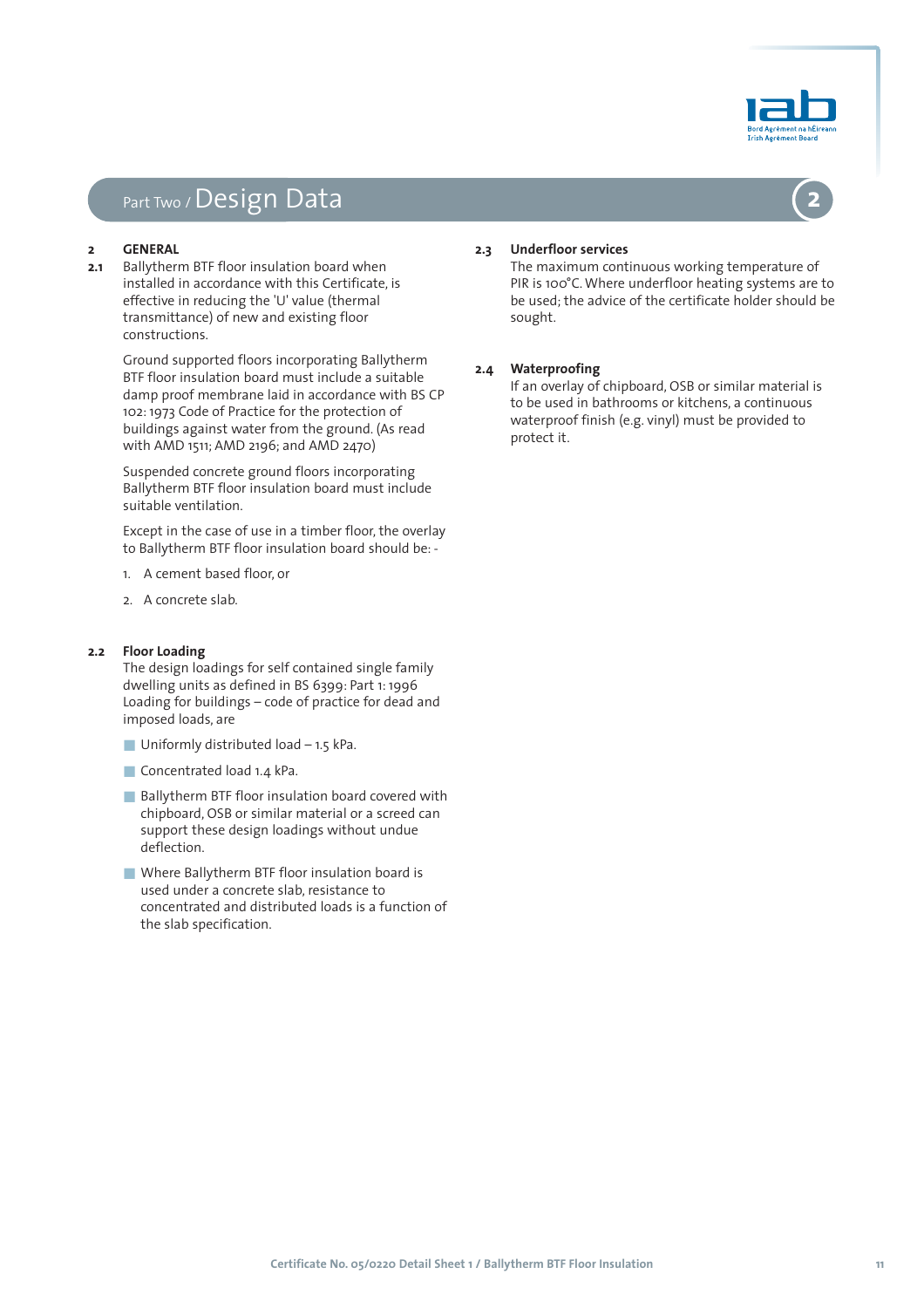# Part Two / Design Data

## 2 GENERAL

**2.1** Ballytherm BTF floor insulation board when installed in accordance with this Certificate, is effective in reducing the 'U' value (thermal transmittance) of new and existing floor constructions.

Ground supported floors incorporating Ballytherm BTF floor insulation board must include a suitable damp proof membrane laid in accordance with BS CP 102: 1973 Code of Practice for the protection of buildings against water from the ground. (As read with AMD 1511; AMD 2196; and AMD 2470)

Suspended concrete ground floors incorporating Ballytherm BTF floor insulation board must include suitable ventilation.

Except in the case of use in a timber floor, the overlay to Ballytherm BTF floor insulation board should be: -

1. A cement based floor, or
2. A concrete slab.

### 2.2 Floor Loading

The design loadings for self contained single family dwelling units as defined in BS 6399: Part 1: 1996 Loading for buildings – code of practice for dead and imposed loads, are

- Uniformly distributed load – 1.5 kPa.
- Concentrated load 1.4 kPa.
- Ballytherm BTF floor insulation board covered with chipboard, OSB or similar material or a screed can support these design loadings without undue deflection.
- Where Ballytherm BTF floor insulation board is used under a concrete slab, resistance to concentrated and distributed loads is a function of the slab specification.

### 2.3 Underfloor services

The maximum continuous working temperature of PIR is 100°C. Where underfloor heating systems are to be used; the advice of the certificate holder should be sought.

### 2.4 Waterproofing

If an overlay of chipboard, OSB or similar material is to be used in bathrooms or kitchens, a continuous waterproof finish (e.g. vinyl) must be provided to protect it.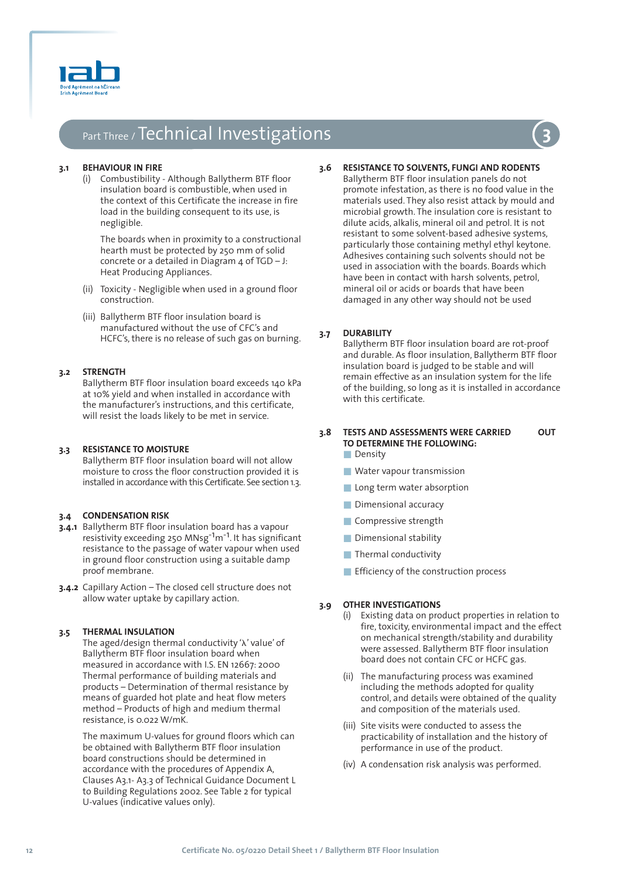# Part Three / Technical Investigations

## 3.1 BEHAVIOUR IN FIRE

(i) Combustibility - Although Ballytherm BTF floor insulation board is combustible, when used in the context of this Certificate the increase in fire load in the building consequent to its use, is negligible.

The boards when in proximity to a constructional hearth must be protected by 250 mm of solid concrete or a detailed in Diagram 4 of TGD – J: Heat Producing Appliances.

(ii) Toxicity - Negligible when used in a ground floor construction.

(iii) Ballytherm BTF floor insulation board is manufactured without the use of CFC's and HCFC's, there is no release of such gas on burning.

## 3.2 STRENGTH

Ballytherm BTF floor insulation board exceeds 140 kPa at 10% yield and when installed in accordance with the manufacturer's instructions, and this certificate, will resist the loads likely to be met in service.

## 3.3 RESISTANCE TO MOISTURE

Ballytherm BTF floor insulation board will not allow moisture to cross the floor construction provided it is installed in accordance with this Certificate. See section 1.3.

## 3.4 CONDENSATION RISK

**3.4.1** Ballytherm BTF floor insulation board has a vapour resistivity exceeding 250 $MNsg^{-1}m^{-1}$. It has significant resistance to the passage of water vapour when used in ground floor construction using a suitable damp proof membrane.

**3.4.2** Capillary Action – The closed cell structure does not allow water uptake by capillary action.

## 3.5 THERMAL INSULATION

The aged/design thermal conductivity 'λ' value' of Ballytherm BTF floor insulation board when measured in accordance with I.S. EN 12667: 2000 Thermal performance of building materials and products – Determination of thermal resistance by means of guarded hot plate and heat flow meters method – Products of high and medium thermal resistance, is 0.022 W/mK.

The maximum U-values for ground floors which can be obtained with Ballytherm BTF floor insulation board constructions should be determined in accordance with the procedures of Appendix A, Clauses A3.1- A3.3 of Technical Guidance Document L to Building Regulations 2002. See Table 2 for typical U-values (indicative values only).

## 3.6 RESISTANCE TO SOLVENTS, FUNGI AND RODENTS

Ballytherm BTF floor insulation panels do not promote infestation, as there is no food value in the materials used. They also resist attack by mould and microbial growth. The insulation core is resistant to dilute acids, alkalis, mineral oil and petrol. It is not resistant to some solvent-based adhesive systems, particularly those containing methyl ethyl keytone. Adhesives containing such solvents should not be used in association with the boards. Boards which have been in contact with harsh solvents, petrol, mineral oil or acids or boards that have been damaged in any other way should not be used

## 3.7 DURABILITY

Ballytherm BTF floor insulation board are rot-proof and durable. As floor insulation, Ballytherm BTF floor insulation board is judged to be stable and will remain effective as an insulation system for the life of the building, so long as it is installed in accordance with this certificate.

## 3.8 TESTS AND ASSESSMENTS WERE CARRIED OUT TO DETERMINE THE FOLLOWING:

- Density
- Water vapour transmission
- Long term water absorption
- Dimensional accuracy
- Compressive strength
- Dimensional stability
- Thermal conductivity
- Efficiency of the construction process

## 3.9 OTHER INVESTIGATIONS

(i) Existing data on product properties in relation to fire, toxicity, environmental impact and the effect on mechanical strength/stability and durability were assessed. Ballytherm BTF floor insulation board does not contain CFC or HCFC gas.

(ii) The manufacturing process was examined including the methods adopted for quality control, and details were obtained of the quality and composition of the materials used.

(iii) Site visits were conducted to assess the practicability of installation and the history of performance in use of the product.

(iv) A condensation risk analysis was performed.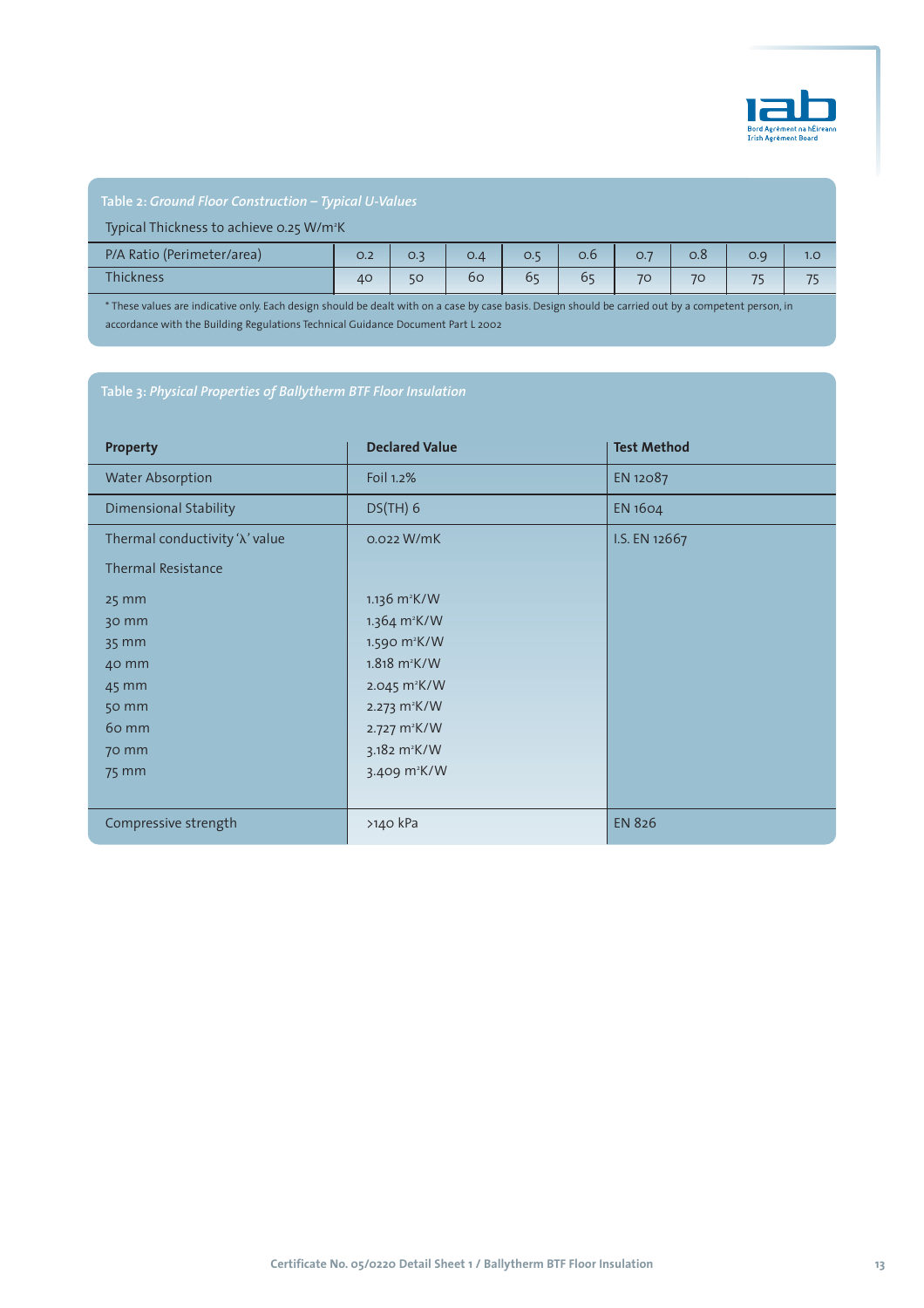Table 2: *Ground Floor Construction – Typical U-Values*

Typical Thickness to achieve 0.25 W/m²K

| P/A Ratio (Perimeter/area) | 0.2 | 0.3 | 0.4 | 0.5 | 0.6 | 0.7 | 0.8 | 0.9 | 1.0 |
|---|---|---|---|---|---|---|---|---|---|
| Thickness | 40 | 50 | 60 | 65 | 65 | 70 | 70 | 75 | 75 |

* These values are indicative only. Each design should be dealt with on a case by case basis. Design should be carried out by a competent person, in accordance with the Building Regulations Technical Guidance Document Part L 2002

Table 3: *Physical Properties of Ballytherm BTF Floor Insulation*

| Property | Declared Value | Test Method |
|---|---|---|
| Water Absorption | Foil 1.2% | EN 12087 |
| Dimensional Stability | DS(TH) 6 | EN 1604 |
| Thermal conductivity 'λ' value | 0.022 W/mK | I.S. EN 12667 |
| Thermal Resistance | | |
| 25 mm | 1.136 m²K/W | |
| 30 mm | 1.364 m²K/W | |
| 35 mm | 1.590 m²K/W | |
| 40 mm | 1.818 m²K/W | |
| 45 mm | 2.045 m²K/W | |
| 50 mm | 2.273 m²K/W | |
| 60 mm | 2.727 m²K/W | |
| 70 mm | 3.182 m²K/W | |
| 75 mm | 3.409 m²K/W | |
| Compressive strength | >140 kPa | EN 826 |